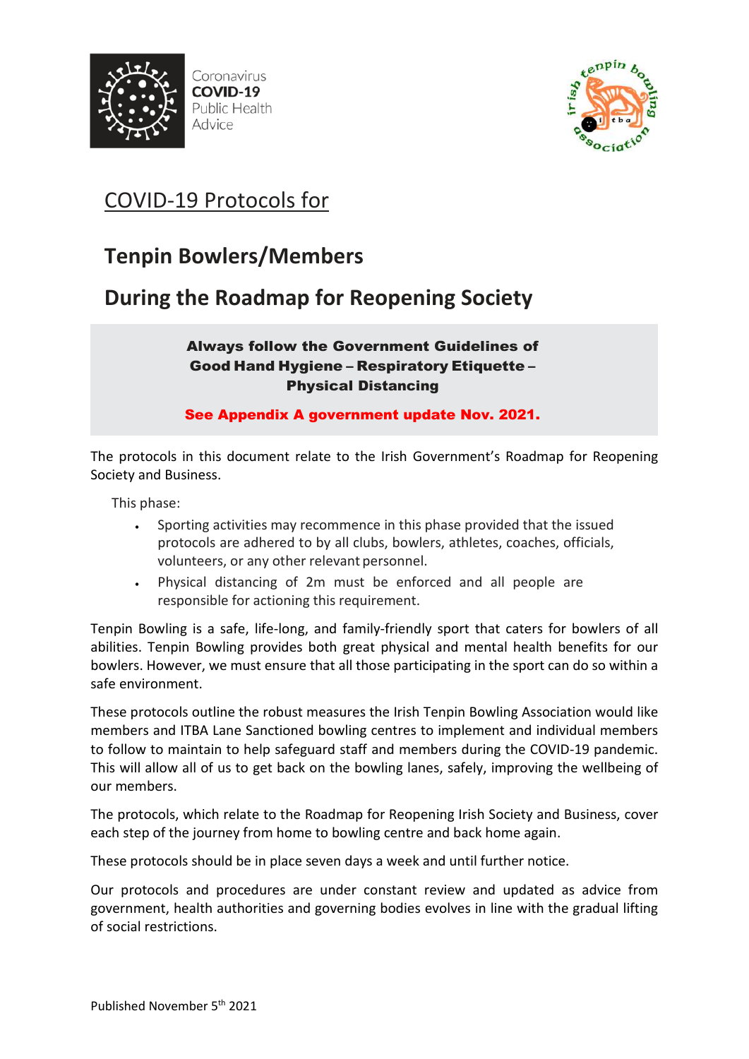Coronavirus
**COVID-19**
Public Health
Advice

# COVID-19 Protocols for

## Tenpin Bowlers/Members

## During the Roadmap for Reopening Society

**Always follow the Government Guidelines of Good Hand Hygiene – Respiratory Etiquette – Physical Distancing**

**See Appendix A government update Nov. 2021.**

The protocols in this document relate to the Irish Government's Roadmap for Reopening Society and Business.

This phase:

- Sporting activities may recommence in this phase provided that the issued protocols are adhered to by all clubs, bowlers, athletes, coaches, officials, volunteers, or any other relevant personnel.
- Physical distancing of 2m must be enforced and all people are responsible for actioning this requirement.

Tenpin Bowling is a safe, life-long, and family-friendly sport that caters for bowlers of all abilities. Tenpin Bowling provides both great physical and mental health benefits for our bowlers. However, we must ensure that all those participating in the sport can do so within a safe environment.

These protocols outline the robust measures the Irish Tenpin Bowling Association would like members and ITBA Lane Sanctioned bowling centres to implement and individual members to follow to maintain to help safeguard staff and members during the COVID-19 pandemic. This will allow all of us to get back on the bowling lanes, safely, improving the wellbeing of our members.

The protocols, which relate to the Roadmap for Reopening Irish Society and Business, cover each step of the journey from home to bowling centre and back home again.

These protocols should be in place seven days a week and until further notice.

Our protocols and procedures are under constant review and updated as advice from government, health authorities and governing bodies evolves in line with the gradual lifting of social restrictions.

Published November 5th 2021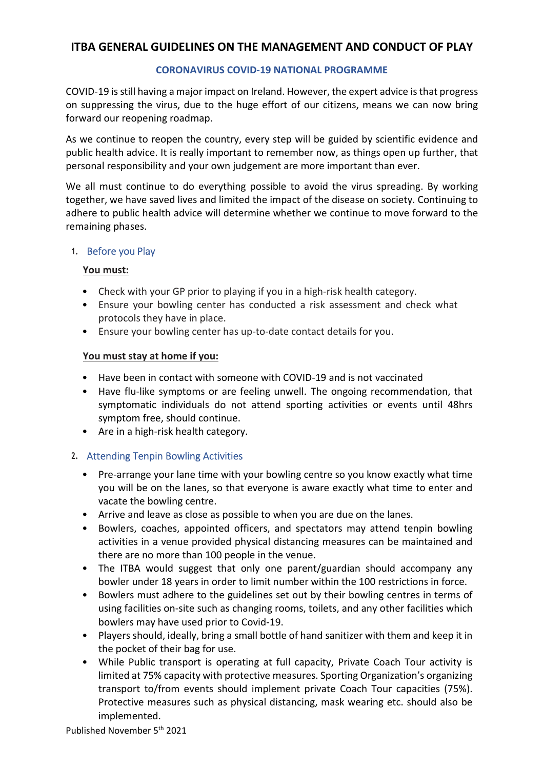# ITBA GENERAL GUIDELINES ON THE MANAGEMENT AND CONDUCT OF PLAY

## CORONAVIRUS COVID-19 NATIONAL PROGRAMME

COVID-19 is still having a major impact on Ireland. However, the expert advice is that progress on suppressing the virus, due to the huge effort of our citizens, means we can now bring forward our reopening roadmap.

As we continue to reopen the country, every step will be guided by scientific evidence and public health advice. It is really important to remember now, as things open up further, that personal responsibility and your own judgement are more important than ever.

We all must continue to do everything possible to avoid the virus spreading. By working together, we have saved lives and limited the impact of the disease on society. Continuing to adhere to public health advice will determine whether we continue to move forward to the remaining phases.

### 1. Before you Play

**You must:**

- Check with your GP prior to playing if you in a high-risk health category.
- Ensure your bowling center has conducted a risk assessment and check what protocols they have in place.
- Ensure your bowling center has up-to-date contact details for you.

**You must stay at home if you:**

- Have been in contact with someone with COVID-19 and is not vaccinated
- Have flu-like symptoms or are feeling unwell. The ongoing recommendation, that symptomatic individuals do not attend sporting activities or events until 48hrs symptom free, should continue.
- Are in a high-risk health category.

### 2. Attending Tenpin Bowling Activities

- Pre-arrange your lane time with your bowling centre so you know exactly what time you will be on the lanes, so that everyone is aware exactly what time to enter and vacate the bowling centre.
- Arrive and leave as close as possible to when you are due on the lanes.
- Bowlers, coaches, appointed officers, and spectators may attend tenpin bowling activities in a venue provided physical distancing measures can be maintained and there are no more than 100 people in the venue.
- The ITBA would suggest that only one parent/guardian should accompany any bowler under 18 years in order to limit number within the 100 restrictions in force.
- Bowlers must adhere to the guidelines set out by their bowling centres in terms of using facilities on-site such as changing rooms, toilets, and any other facilities which bowlers may have used prior to Covid-19.
- Players should, ideally, bring a small bottle of hand sanitizer with them and keep it in the pocket of their bag for use.
- While Public transport is operating at full capacity, Private Coach Tour activity is limited at 75% capacity with protective measures. Sporting Organization's organizing transport to/from events should implement private Coach Tour capacities (75%). Protective measures such as physical distancing, mask wearing etc. should also be implemented.

Published November 5th 2021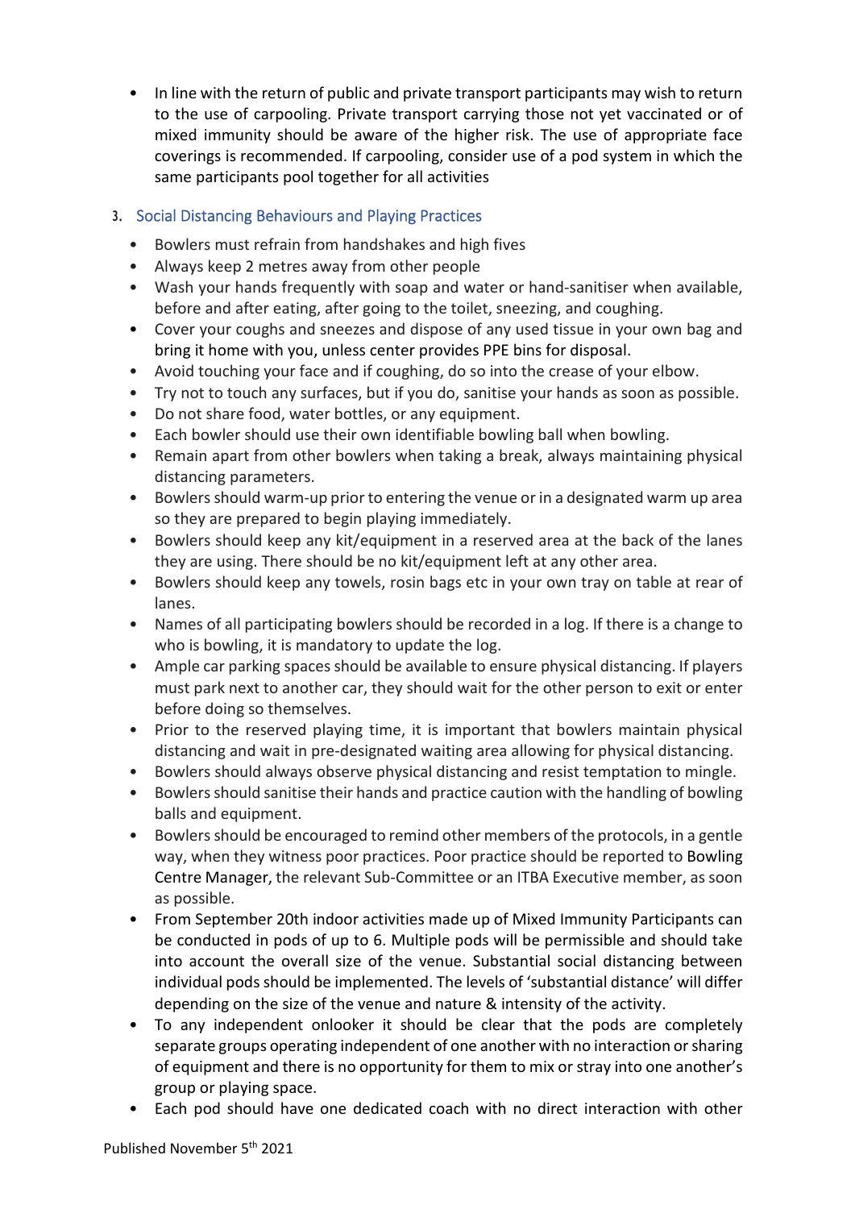- In line with the return of public and private transport participants may wish to return to the use of carpooling. Private transport carrying those not yet vaccinated or of mixed immunity should be aware of the higher risk. The use of appropriate face coverings is recommended. If carpooling, consider use of a pod system in which the same participants pool together for all activities

## 3. Social Distancing Behaviours and Playing Practices

- Bowlers must refrain from handshakes and high fives
- Always keep 2 metres away from other people
- Wash your hands frequently with soap and water or hand-sanitiser when available, before and after eating, after going to the toilet, sneezing, and coughing.
- Cover your coughs and sneezes and dispose of any used tissue in your own bag and bring it home with you, unless center provides PPE bins for disposal.
- Avoid touching your face and if coughing, do so into the crease of your elbow.
- Try not to touch any surfaces, but if you do, sanitise your hands as soon as possible.
- Do not share food, water bottles, or any equipment.
- Each bowler should use their own identifiable bowling ball when bowling.
- Remain apart from other bowlers when taking a break, always maintaining physical distancing parameters.
- Bowlers should warm-up prior to entering the venue or in a designated warm up area so they are prepared to begin playing immediately.
- Bowlers should keep any kit/equipment in a reserved area at the back of the lanes they are using. There should be no kit/equipment left at any other area.
- Bowlers should keep any towels, rosin bags etc in your own tray on table at rear of lanes.
- Names of all participating bowlers should be recorded in a log. If there is a change to who is bowling, it is mandatory to update the log.
- Ample car parking spaces should be available to ensure physical distancing. If players must park next to another car, they should wait for the other person to exit or enter before doing so themselves.
- Prior to the reserved playing time, it is important that bowlers maintain physical distancing and wait in pre-designated waiting area allowing for physical distancing.
- Bowlers should always observe physical distancing and resist temptation to mingle.
- Bowlers should sanitise their hands and practice caution with the handling of bowling balls and equipment.
- Bowlers should be encouraged to remind other members of the protocols, in a gentle way, when they witness poor practices. Poor practice should be reported to Bowling Centre Manager, the relevant Sub-Committee or an ITBA Executive member, as soon as possible.
- From September 20th indoor activities made up of Mixed Immunity Participants can be conducted in pods of up to 6. Multiple pods will be permissible and should take into account the overall size of the venue. Substantial social distancing between individual pods should be implemented. The levels of 'substantial distance' will differ depending on the size of the venue and nature & intensity of the activity.
- To any independent onlooker it should be clear that the pods are completely separate groups operating independent of one another with no interaction or sharing of equipment and there is no opportunity for them to mix or stray into one another's group or playing space.
- Each pod should have one dedicated coach with no direct interaction with other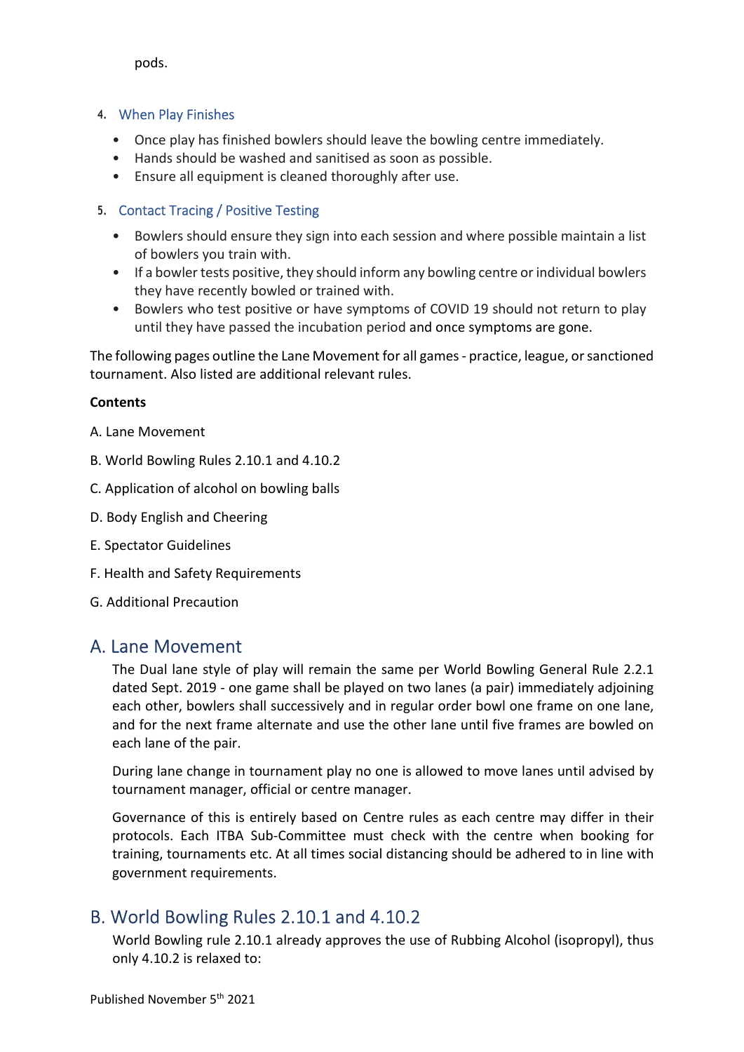pods.

4. When Play Finishes

- Once play has finished bowlers should leave the bowling centre immediately.
- Hands should be washed and sanitised as soon as possible.
- Ensure all equipment is cleaned thoroughly after use.

5. Contact Tracing / Positive Testing

- Bowlers should ensure they sign into each session and where possible maintain a list of bowlers you train with.
- If a bowler tests positive, they should inform any bowling centre or individual bowlers they have recently bowled or trained with.
- Bowlers who test positive or have symptoms of COVID 19 should not return to play until they have passed the incubation period and once symptoms are gone.

The following pages outline the Lane Movement for all games - practice, league, or sanctioned tournament. Also listed are additional relevant rules.

**Contents**

A. Lane Movement

B. World Bowling Rules 2.10.1 and 4.10.2

C. Application of alcohol on bowling balls

D. Body English and Cheering

E. Spectator Guidelines

F. Health and Safety Requirements

G. Additional Precaution

## A. Lane Movement

The Dual lane style of play will remain the same per World Bowling General Rule 2.2.1 dated Sept. 2019 - one game shall be played on two lanes (a pair) immediately adjoining each other, bowlers shall successively and in regular order bowl one frame on one lane, and for the next frame alternate and use the other lane until five frames are bowled on each lane of the pair.

During lane change in tournament play no one is allowed to move lanes until advised by tournament manager, official or centre manager.

Governance of this is entirely based on Centre rules as each centre may differ in their protocols. Each ITBA Sub-Committee must check with the centre when booking for training, tournaments etc. At all times social distancing should be adhered to in line with government requirements.

## B. World Bowling Rules 2.10.1 and 4.10.2

World Bowling rule 2.10.1 already approves the use of Rubbing Alcohol (isopropyl), thus only 4.10.2 is relaxed to: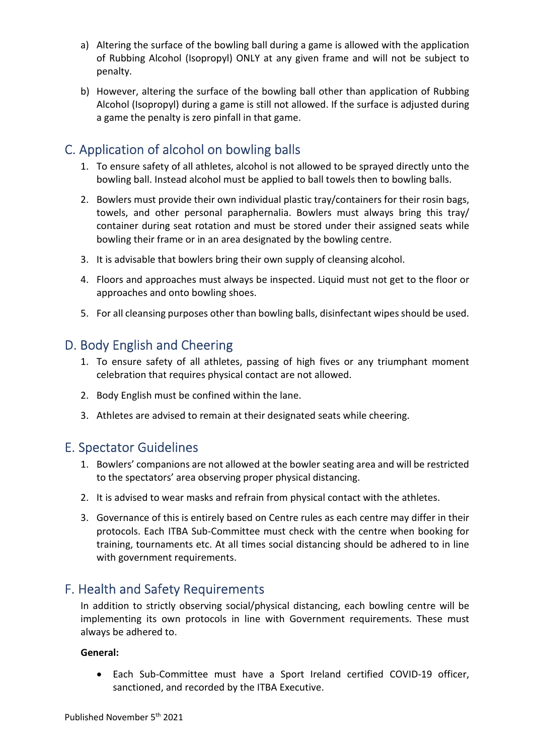a) Altering the surface of the bowling ball during a game is allowed with the application of Rubbing Alcohol (Isopropyl) ONLY at any given frame and will not be subject to penalty.

b) However, altering the surface of the bowling ball other than application of Rubbing Alcohol (Isopropyl) during a game is still not allowed. If the surface is adjusted during a game the penalty is zero pinfall in that game.

## C. Application of alcohol on bowling balls

1. To ensure safety of all athletes, alcohol is not allowed to be sprayed directly unto the bowling ball. Instead alcohol must be applied to ball towels then to bowling balls.
2. Bowlers must provide their own individual plastic tray/containers for their rosin bags, towels, and other personal paraphernalia. Bowlers must always bring this tray/ container during seat rotation and must be stored under their assigned seats while bowling their frame or in an area designated by the bowling centre.
3. It is advisable that bowlers bring their own supply of cleansing alcohol.
4. Floors and approaches must always be inspected. Liquid must not get to the floor or approaches and onto bowling shoes.
5. For all cleansing purposes other than bowling balls, disinfectant wipes should be used.

## D. Body English and Cheering

1. To ensure safety of all athletes, passing of high fives or any triumphant moment celebration that requires physical contact are not allowed.
2. Body English must be confined within the lane.
3. Athletes are advised to remain at their designated seats while cheering.

## E. Spectator Guidelines

1. Bowlers' companions are not allowed at the bowler seating area and will be restricted to the spectators' area observing proper physical distancing.
2. It is advised to wear masks and refrain from physical contact with the athletes.
3. Governance of this is entirely based on Centre rules as each centre may differ in their protocols. Each ITBA Sub-Committee must check with the centre when booking for training, tournaments etc. At all times social distancing should be adhered to in line with government requirements.

## F. Health and Safety Requirements

In addition to strictly observing social/physical distancing, each bowling centre will be implementing its own protocols in line with Government requirements. These must always be adhered to.

**General:**

- Each Sub-Committee must have a Sport Ireland certified COVID-19 officer, sanctioned, and recorded by the ITBA Executive.

Published November 5th 2021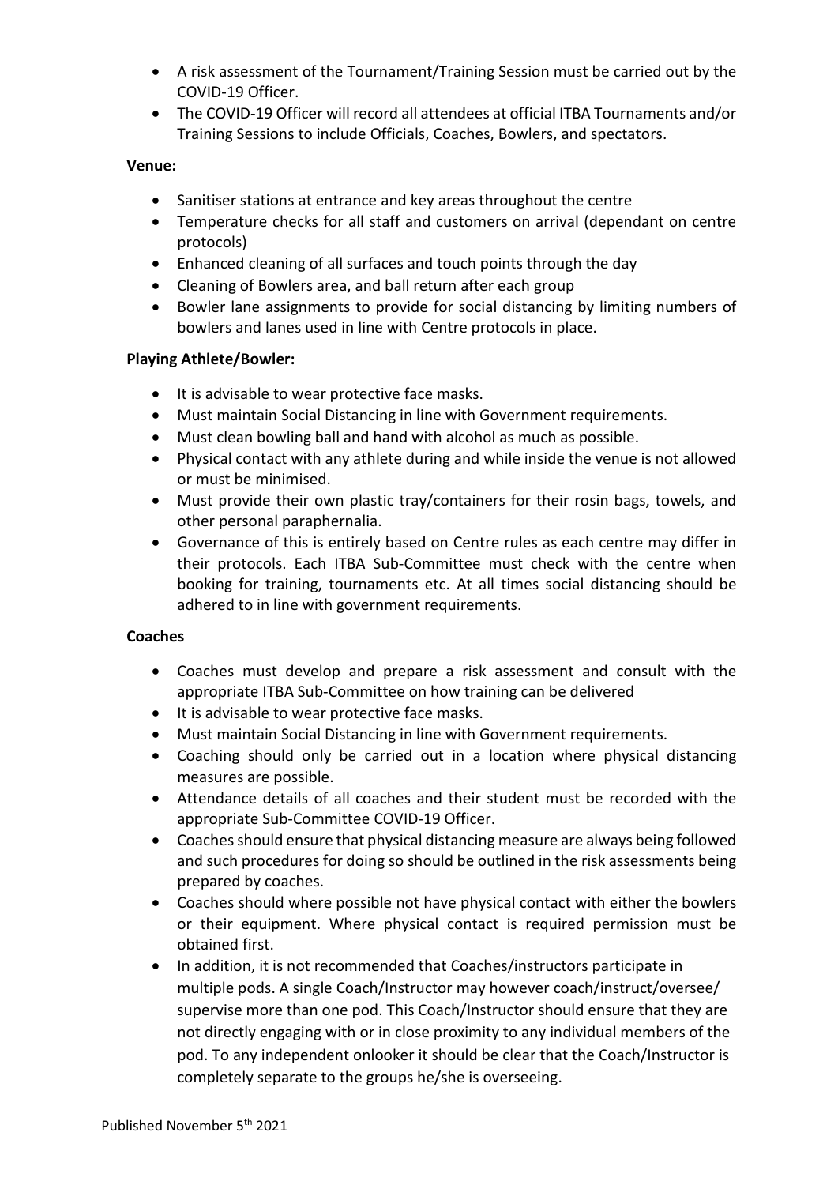- A risk assessment of the Tournament/Training Session must be carried out by the COVID-19 Officer.
- The COVID-19 Officer will record all attendees at official ITBA Tournaments and/or Training Sessions to include Officials, Coaches, Bowlers, and spectators.

**Venue:**

- Sanitiser stations at entrance and key areas throughout the centre
- Temperature checks for all staff and customers on arrival (dependant on centre protocols)
- Enhanced cleaning of all surfaces and touch points through the day
- Cleaning of Bowlers area, and ball return after each group
- Bowler lane assignments to provide for social distancing by limiting numbers of bowlers and lanes used in line with Centre protocols in place.

**Playing Athlete/Bowler:**

- It is advisable to wear protective face masks.
- Must maintain Social Distancing in line with Government requirements.
- Must clean bowling ball and hand with alcohol as much as possible.
- Physical contact with any athlete during and while inside the venue is not allowed or must be minimised.
- Must provide their own plastic tray/containers for their rosin bags, towels, and other personal paraphernalia.
- Governance of this is entirely based on Centre rules as each centre may differ in their protocols. Each ITBA Sub-Committee must check with the centre when booking for training, tournaments etc. At all times social distancing should be adhered to in line with government requirements.

**Coaches**

- Coaches must develop and prepare a risk assessment and consult with the appropriate ITBA Sub-Committee on how training can be delivered
- It is advisable to wear protective face masks.
- Must maintain Social Distancing in line with Government requirements.
- Coaching should only be carried out in a location where physical distancing measures are possible.
- Attendance details of all coaches and their student must be recorded with the appropriate Sub-Committee COVID-19 Officer.
- Coaches should ensure that physical distancing measure are always being followed and such procedures for doing so should be outlined in the risk assessments being prepared by coaches.
- Coaches should where possible not have physical contact with either the bowlers or their equipment. Where physical contact is required permission must be obtained first.
- In addition, it is not recommended that Coaches/instructors participate in multiple pods. A single Coach/Instructor may however coach/instruct/oversee/ supervise more than one pod. This Coach/Instructor should ensure that they are not directly engaging with or in close proximity to any individual members of the pod. To any independent onlooker it should be clear that the Coach/Instructor is completely separate to the groups he/she is overseeing.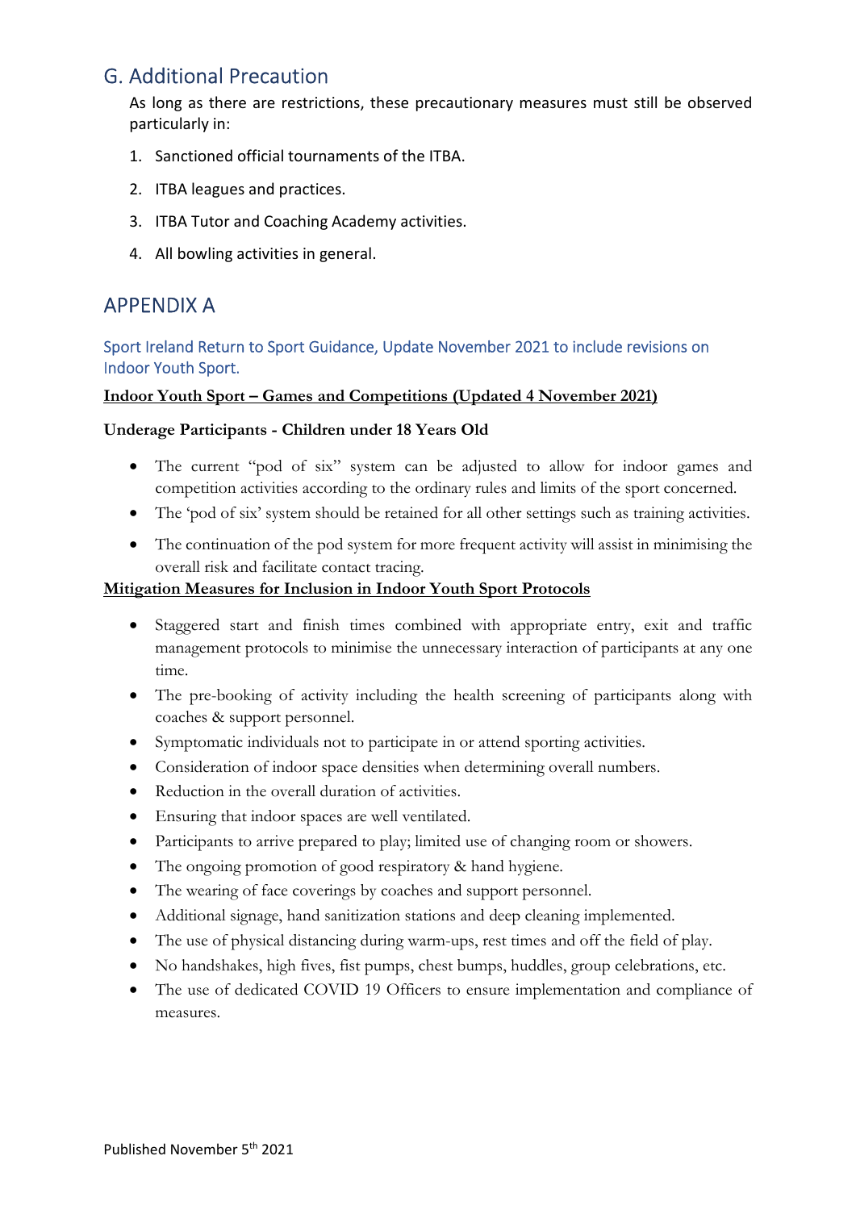## G. Additional Precaution

As long as there are restrictions, these precautionary measures must still be observed particularly in:

1. Sanctioned official tournaments of the ITBA.
2. ITBA leagues and practices.
3. ITBA Tutor and Coaching Academy activities.
4. All bowling activities in general.

## APPENDIX A

### Sport Ireland Return to Sport Guidance, Update November 2021 to include revisions on Indoor Youth Sport.

**Indoor Youth Sport – Games and Competitions (Updated 4 November 2021)**

**Underage Participants - Children under 18 Years Old**

- The current "pod of six" system can be adjusted to allow for indoor games and competition activities according to the ordinary rules and limits of the sport concerned.
- The 'pod of six' system should be retained for all other settings such as training activities.
- The continuation of the pod system for more frequent activity will assist in minimising the overall risk and facilitate contact tracing.

**Mitigation Measures for Inclusion in Indoor Youth Sport Protocols**

- Staggered start and finish times combined with appropriate entry, exit and traffic management protocols to minimise the unnecessary interaction of participants at any one time.
- The pre-booking of activity including the health screening of participants along with coaches & support personnel.
- Symptomatic individuals not to participate in or attend sporting activities.
- Consideration of indoor space densities when determining overall numbers.
- Reduction in the overall duration of activities.
- Ensuring that indoor spaces are well ventilated.
- Participants to arrive prepared to play; limited use of changing room or showers.
- The ongoing promotion of good respiratory & hand hygiene.
- The wearing of face coverings by coaches and support personnel.
- Additional signage, hand sanitization stations and deep cleaning implemented.
- The use of physical distancing during warm-ups, rest times and off the field of play.
- No handshakes, high fives, fist pumps, chest bumps, huddles, group celebrations, etc.
- The use of dedicated COVID 19 Officers to ensure implementation and compliance of measures.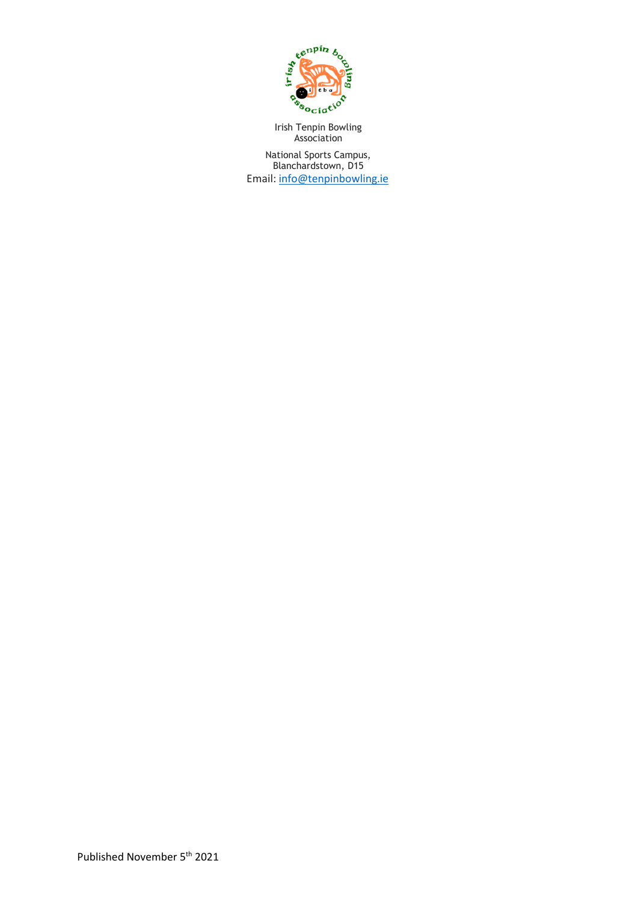Irish Tenpin Bowling Association

National Sports Campus,
Blanchardstown, D15
Email: info@tenpinbowling.ie

Published November 5th 2021